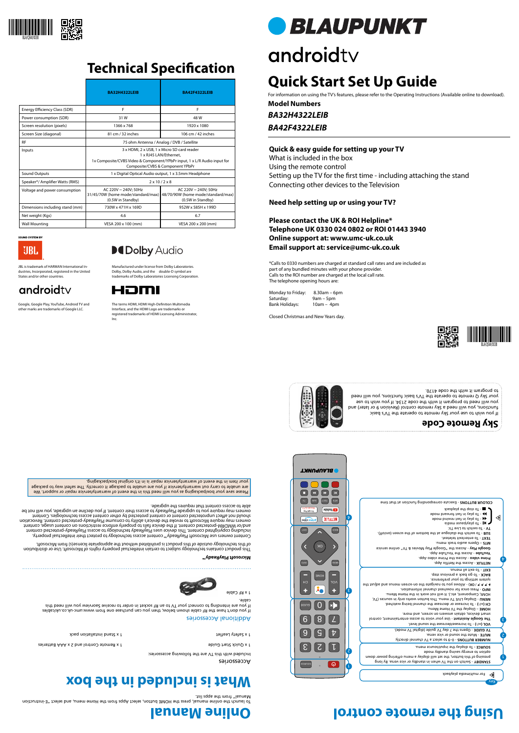# Technical Specification

| | BA32H4322LEIB | BA42F4322LEIB |
|---|---|---|
| Energy Efficiency Class (SDR) | F | F |
| Power consumption (SDR) | 31 W | 48 W |
| Screen resolution (pixels) | 1366 x 768 | 1920 x 1080 |
| Screen Size (diagonal) | 81 cm / 32 inches | 106 cm / 42 inches |
| RF | 75 ohm Antenna / Analog / DVB / Satellite | |
| Inputs | 3 x HDMI, 2 x USB, 1 x Micro SD card reader<br>1 x RJ45 LAN/Ethernet,<br>1x Composite/CVBS Video & Component/YPbPr input, 1 x L/R Audio input for Composite/CVBS & Component YPbPr | |
| Sound Outputs | 1 x Digital Optical Audio output, 1 x 3.5mm Headphone | |
| Speaker*/ Amplifier Watts (RMS) | 2 x 10 / 2 x 8 | |
| Voltage and power consumption | AC 220V ~ 240V; 50Hz<br>31/45/70W (home mode/standard/max)<br>(0.5W in Standby) | AC 220V ~ 240V; 50Hz<br>48/70/90W (home mode/standard/max)<br>(0.5W in Standby) |
| Dimensions including stand (mm) | 730W x 471H x 169D | 952W x 585H x 199D |
| Net weight (Kgs) | 4.6 | 6.7 |
| Wall Mounting | VESA 200 x 100 (mm) | VESA 200 x 200 (mm) |

SOUND SYSTEM BY

JBL is trademark of HARMAN International Industries, Incorporated, registered in the United States and/or other countries.

Manufactured under license from Dolby Laboratories. Dolby, Dolby Audio, and the double-D symbol are trademarks of Dolby Laboratories Licensing Corporation.

Google, Google Play, YouTube, Android TV and other marks are trademarks of Google LLC.

The terms HDMI, HDMI High-Definition Multimedia Interface, and the HDMI Logo are trademarks or registered trademarks of HDMI Licensing Administrator, Inc.

# BLAUPUNKT

androidtv

# Quick Start Set Up Guide

For information on using the TV's features, please refer to the Operating Instructions (Available online to download).

**Model Numbers**

***BA32H4322LEIB***

***BA42F4322LEIB***

**Quick & easy guide for setting up your TV**

What is included in the box

Using the remote control

Setting up the TV for the first time - including attaching the stand

Connecting other devices to the Television

**Need help setting up or using your TV?**

**Please contact the UK & ROI Helpline***

**Telephone UK 0330 024 0802 or ROI 01443 3940**

**Online support at: www.umc-uk.co.uk**

**Email support at: service@umc-uk.co.uk**

*Calls to 0330 numbers are charged at standard call rates and are included as part of any bundled minutes with your phone provider.
Calls to the ROI number are charged at the local call rate.
The telephone opening hours are:

Monday to Friday: 8.30am – 6pm
Saturday: 9am – 5pm
Bank Holidays: 10am – 4pm

Closed Christmas and New Years day.

## Sky Remote Code

If you wish to use your Sky remote to operate the TV's basic functions, you will need a Sky remote control (Revision 9 or later) and you will need to program it with the code 2134. If you wish to use your Sky Q remote to operate the TV's basic functions you will need to program it with the code 4170.

# Using the remote control

Key - For multimedia playback

1. **STANDBY** - Switch on the TV when in standby or vice versa. By long pressing of this button, the set will display a menu offering powered down option to energy saving standby mode
   **SOURCE** - To display the input/source menu.
2. **NUMBER BUTTONS** - 0 – 9 to select a TV channel directly.
   **TV GUIDE** - Opens the 7 day TV guide (digital TV mode).
   **MUTE** - Mute the sound or vice versa.
3. **VOL (+/-)** - To increase/decrease the sound level.
   **The Google Assistant** - Use your voice to access entertainment, control smart devices, obtain answers on screen, and more.
   **HOME** - Display the TV Home Menu.
   **CH (+/-)** - To increase or decrease the channel being watched.
   **MENU** - Display LIVE TV menu. This button works only in sources (TV, HDMI, Component, etc.). It will not work in the Home Menu.
   **INFO** - Press once for now/next channel information.
   **▲ ▼ ◄ ► / OK** - Allows you to navigate the on-screen menus and adjust the system settings to your preference.
   **BACK** - To go back a previous step.
   **EXIT** - To exit all menus.
4. **NETFLIX** - Access the Netflix App.
   **Prime video** - Access the Prime video App.
   **YouTube** - Access the YouTube App.
   **Google Play** - Access the "Google Play Movies & TV" online service
   **MTS** - Opens audio track menu.
   **TEXT** - To enter/exit teletext.
   **SUB** - To switch the dialogue at the bottom of the screen (on/off).
   **TV** - To switch to Live TV.
   - To play/pause media
   - To play in fast rewind mode
   - To play in fast forward mode
   - To stop the playback
   **COLOUR BUTTONS** - Execute corresponding function at that time

# Online Manual

To launch the online manual, press the HOME button, select Apps from the Home menu, and select "E-instruction Manual" from the apps list.

# What is included in the box

## Accessories

Included with this TV are the following accessories:

- 1 x Remote Control and 2 x AAA Batteries
- 1 x Quick Start Guide
- 1 x Stand installation pack
- 1 x Safety leaflet

## Additional Accessories

If you don't have the RF cable shown below, then you can purchase one from www.umc-uk.co.uk/cables if you are intending to connect your TV to an RF socket in order to receive Saorview you will need this cable.

1 x RF Cable

**Microsoft PlayReady™**

This product contains technology subject to certain Microsoft intellectual property rights of Microsoft. Use or distribution of this technology outside of this product is prohibited without the appropriate license(s) from Microsoft.

Content owners use Microsoft PlayReady™ content access technology to protect their intellectual property, including copyrighted content. This device uses PlayReady technology to access PlayReady-protected content and/or WMDRM-protected content. If the device fails to properly enforce restrictions on content usage, content owners may require Microsoft to revoke the device's ability to consume PlayReady-protected content. Revocation should not affect unprotected content or content protected by other content access technologies. Content owners may require you to upgrade PlayReady to access their content. If you decline an upgrade, you will not be able to access content that requires the upgrade.

Please save your box/packaging as you will need this in the event of warranty/service repair or support. We are unable to carry out warranty/service if you are unable to package it correctly. The safest way to package your item in the event of warranty/service repair is in it's original box/packaging.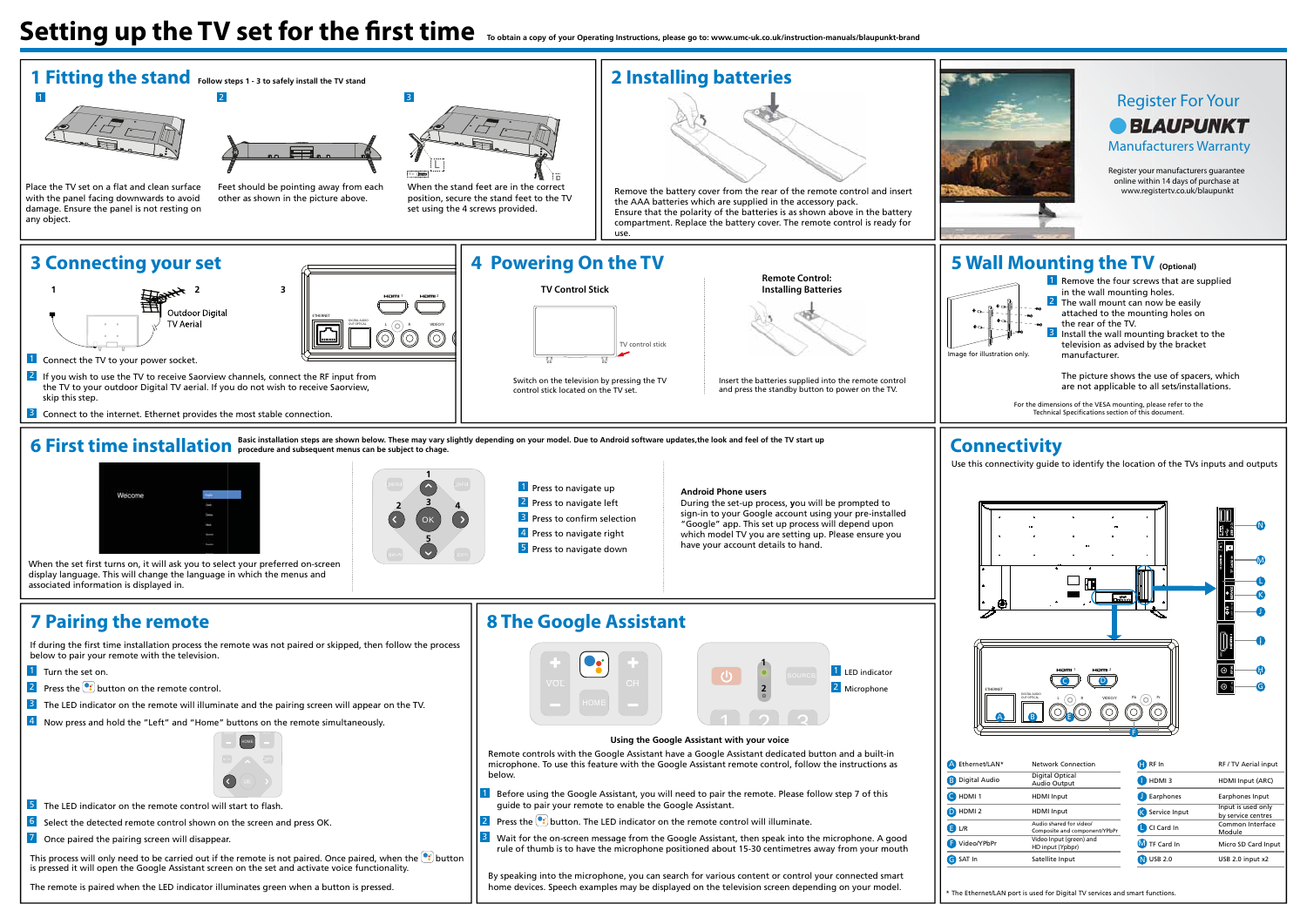# Setting up the TV set for the first time

To obtain a copy of your Operating Instructions, please go to: www.umc-uk.co.uk/instruction-manuals/blaupunkt-brand

## 1 Fitting the stand

Follow steps 1 - 3 to safely install the TV stand

1. Place the TV set on a flat and clean surface with the panel facing downwards to avoid damage. Ensure the panel is not resting on any object.
2. Feet should be pointing away from each other as shown in the picture above.
3. When the stand feet are in the correct position, secure the stand feet to the TV set using the 4 screws provided.

## 2 Installing batteries

Remove the battery cover from the rear of the remote control and insert the AAA batteries which are supplied in the accessory pack.
Ensure that the polarity of the batteries is as shown above in the battery compartment. Replace the battery cover. The remote control is ready for use.

## Register For Your BLAUPUNKT Manufacturers Warranty

Register your manufacturers guarantee online within 14 days of purchase at www.registertv.co.uk/blaupunkt

## 3 Connecting your set

Outdoor Digital TV Aerial

1. Connect the TV to your power socket.
2. If you wish to use the TV to receive Saorview channels, connect the RF input from the TV to your outdoor Digital TV aerial. If you do not wish to receive Saorview, skip this step.
3. Connect to the internet. Ethernet provides the most stable connection.

## 4 Powering On the TV

**TV Control Stick**

TV control stick

Switch on the television by pressing the TV control stick located on the TV set.

**Remote Control: Installing Batteries**

Insert the batteries supplied into the remote control and press the standby button to power on the TV.

## 5 Wall Mounting the TV (Optional)

1. Remove the four screws that are supplied in the wall mounting holes.
2. The wall mount can now be easily attached to the mounting holes on the rear of the TV.
3. Install the wall mounting bracket to the television as advised by the bracket manufacturer.

Image for illustration only.

The picture shows the use of spacers, which are not applicable to all sets/installations.

For the dimensions of the VESA mounting, please refer to the Technical Specifications section of this document.

## 6 First time installation

Basic installation steps are shown below. These may vary slightly depending on your model. Due to Android software updates, the look and feel of the TV start up procedure and subsequent menus can be subject to chage.

Welcome

When the set first turns on, it will ask you to select your preferred on-screen display language. This will change the language in which the menus and associated information is displayed in.

1. Press to navigate up
2. Press to navigate left
3. Press to confirm selection
4. Press to navigate right
5. Press to navigate down

**Android Phone users**

During the set-up process, you will be prompted to sign-in to your Google account using your pre-installed "Google" app. This set up process will depend upon which model TV you are setting up. Please ensure you have your account details to hand.

## Connectivity

Use this connectivity guide to identify the location of the TVs inputs and outputs

| | | |
|---|---|---|
| A | Ethernet/LAN* | Network Connection |
| B | Digital Audio | Digital Optical Audio Output |
| C | HDMI 1 | HDMI Input |
| D | HDMI 2 | HDMI Input |
| E | L/R | Audio shared for video/ Composite and component/YPbPr |
| F | Video/YPbPr | Video Input (green) and HD input (Ypbpr) |
| G | SAT In | Satellite Input |
| H | RF In | RF / TV Aerial input |
| I | HDMI 3 | HDMI Input (ARC) |
| J | Earphones | Earphones Input |
| K | Service Input | Input is used only by service centres |
| L | CI Card In | Common Interface Module |
| M | TF Card In | Micro SD Card Input |
| N | USB 2.0 | USB 2.0 input x2 |

\* The Ethernet/LAN port is used for Digital TV services and smart functions.

## 7 Pairing the remote

If during the first time installation process the remote was not paired or skipped, then follow the process below to pair your remote with the television.

1. Turn the set on.
2. Press the button on the remote control.
3. The LED indicator on the remote will illuminate and the pairing screen will appear on the TV.
4. Now press and hold the "Left" and "Home" buttons on the remote simultaneously.
5. The LED indicator on the remote control will start to flash.
6. Select the detected remote control shown on the screen and press OK.
7. Once paired the pairing screen will disappear.

This process will only need to be carried out if the remote is not paired. Once paired, when the button is pressed it will open the Google Assistant screen on the set and activate voice functionality.

The remote is paired when the LED indicator illuminates green when a button is pressed.

## 8 The Google Assistant

1. LED indicator
2. Microphone

**Using the Google Assistant with your voice**

Remote controls with the Google Assistant have a Google Assistant dedicated button and a built-in microphone. To use this feature with the Google Assistant remote control, follow the instructions as below.

1. Before using the Google Assistant, you will need to pair the remote. Please follow step 7 of this guide to pair your remote to enable the Google Assistant.
2. Press the button. The LED indicator on the remote control will illuminate.
3. Wait for the on-screen message from the Google Assistant, then speak into the microphone. A good rule of thumb is to have the microphone positioned about 15-30 centimetres away from your mouth

By speaking into the microphone, you can search for various content or control your connected smart home devices. Speech examples may be displayed on the television screen depending on your model.